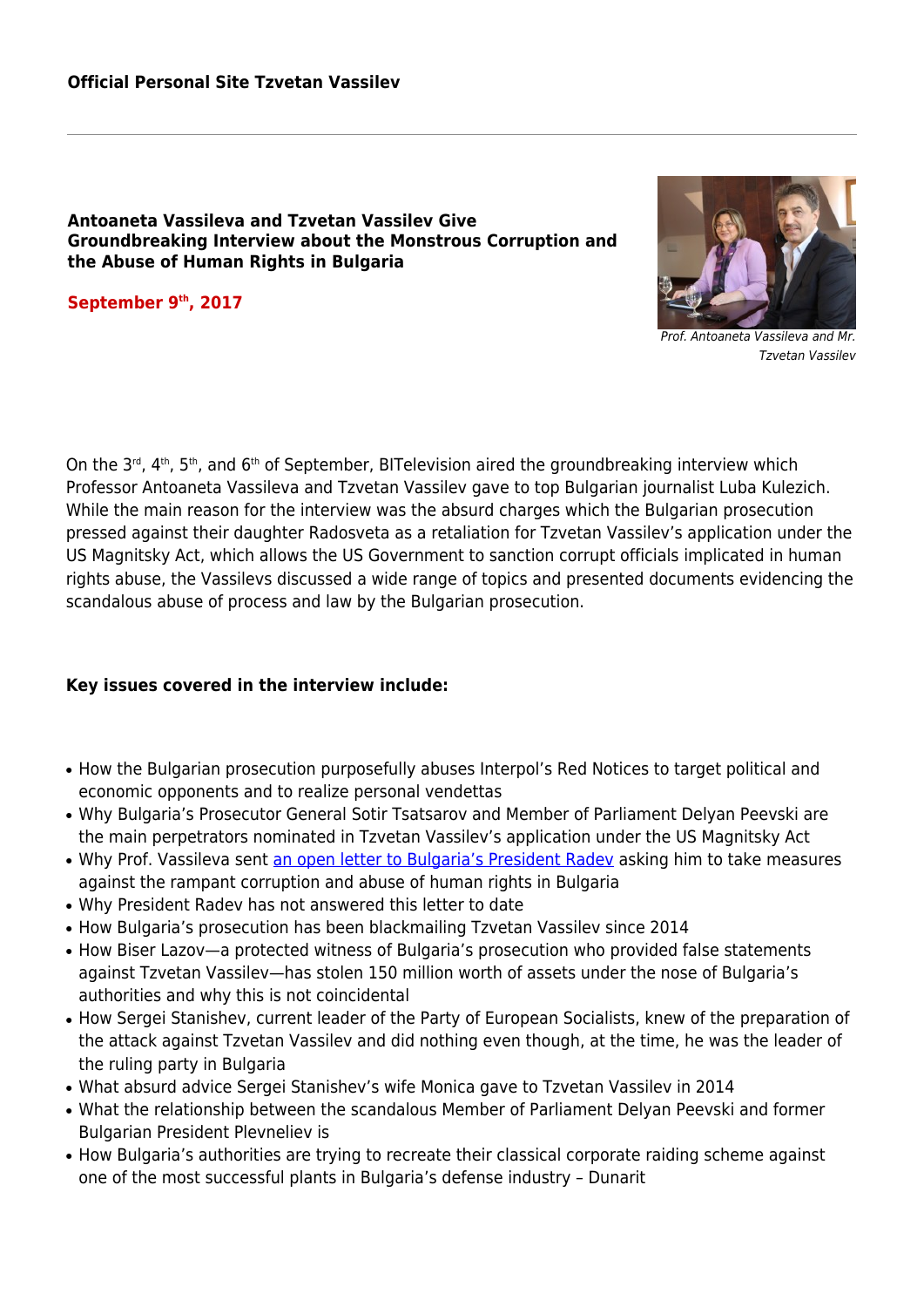**Official Personal Site Tzvetan Vassilev**

---

### Antoaneta Vassileva and Tzvetan Vassilev Give Groundbreaking Interview about the Monstrous Corruption and the Abuse of Human Rights in Bulgaria

**September 9th, 2017**

*Prof. Antoaneta Vassileva and Mr. Tzvetan Vassilev*

On the 3rd, 4th, 5th, and 6th of September, BITelevision aired the groundbreaking interview which Professor Antoaneta Vassileva and Tzvetan Vassilev gave to top Bulgarian journalist Luba Kulezich. While the main reason for the interview was the absurd charges which the Bulgarian prosecution pressed against their daughter Radosveta as a retaliation for Tzvetan Vassilev's application under the US Magnitsky Act, which allows the US Government to sanction corrupt officials implicated in human rights abuse, the Vassilevs discussed a wide range of topics and presented documents evidencing the scandalous abuse of process and law by the Bulgarian prosecution.

**Key issues covered in the interview include:**

- How the Bulgarian prosecution purposefully abuses Interpol's Red Notices to target political and economic opponents and to realize personal vendettas
- Why Bulgaria's Prosecutor General Sotir Tsatsarov and Member of Parliament Delyan Peevski are the main perpetrators nominated in Tzvetan Vassilev's application under the US Magnitsky Act
- Why Prof. Vassileva sent an open letter to Bulgaria's President Radev asking him to take measures against the rampant corruption and abuse of human rights in Bulgaria
- Why President Radev has not answered this letter to date
- How Bulgaria's prosecution has been blackmailing Tzvetan Vassilev since 2014
- How Biser Lazov—a protected witness of Bulgaria's prosecution who provided false statements against Tzvetan Vassilev—has stolen 150 million worth of assets under the nose of Bulgaria's authorities and why this is not coincidental
- How Sergei Stanishev, current leader of the Party of European Socialists, knew of the preparation of the attack against Tzvetan Vassilev and did nothing even though, at the time, he was the leader of the ruling party in Bulgaria
- What absurd advice Sergei Stanishev's wife Monica gave to Tzvetan Vassilev in 2014
- What the relationship between the scandalous Member of Parliament Delyan Peevski and former Bulgarian President Plevneliev is
- How Bulgaria's authorities are trying to recreate their classical corporate raiding scheme against one of the most successful plants in Bulgaria's defense industry – Dunarit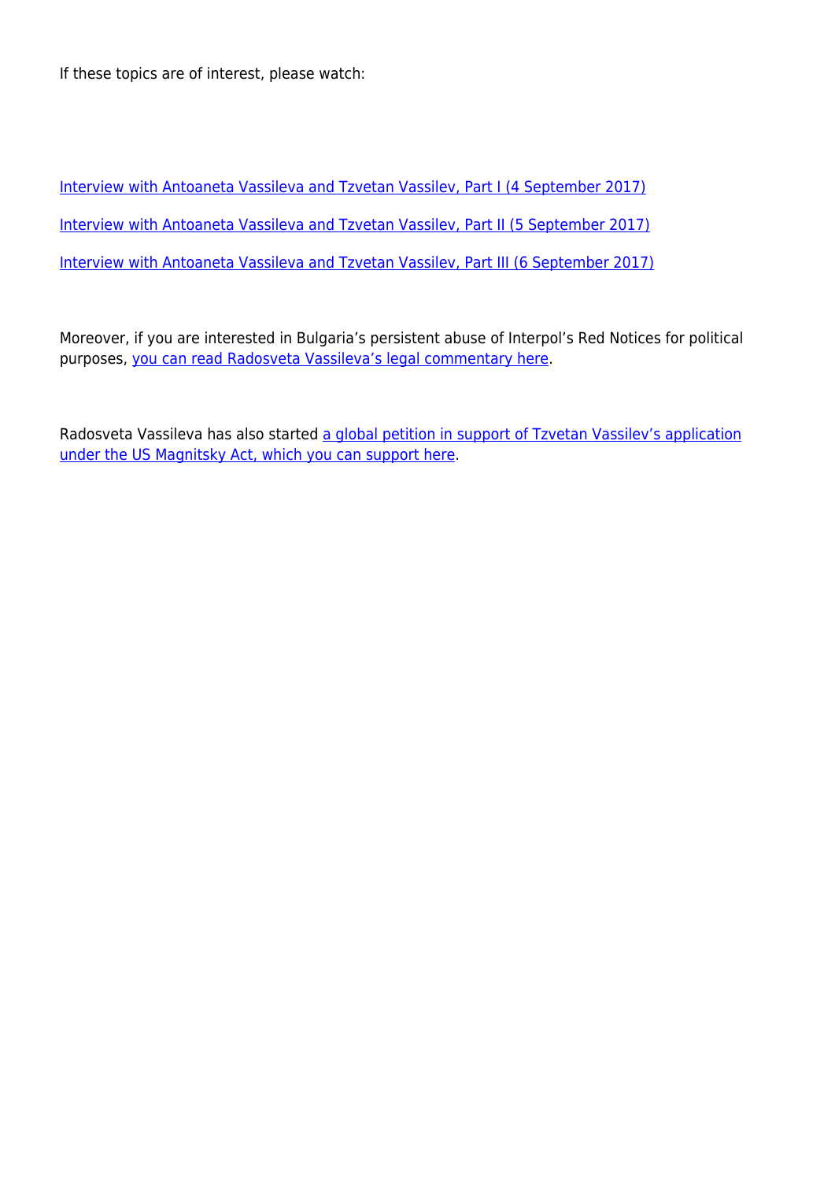If these topics are of interest, please watch:

[Interview with Antoaneta Vassileva and Tzvetan Vassilev, Part I (4 September 2017)]

[Interview with Antoaneta Vassileva and Tzvetan Vassilev, Part II (5 September 2017)]

[Interview with Antoaneta Vassileva and Tzvetan Vassilev, Part III (6 September 2017)]

Moreover, if you are interested in Bulgaria's persistent abuse of Interpol's Red Notices for political purposes, [you can read Radosveta Vassileva's legal commentary here].

Radosveta Vassileva has also started [a global petition in support of Tzvetan Vassilev's application under the US Magnitsky Act, which you can support here].